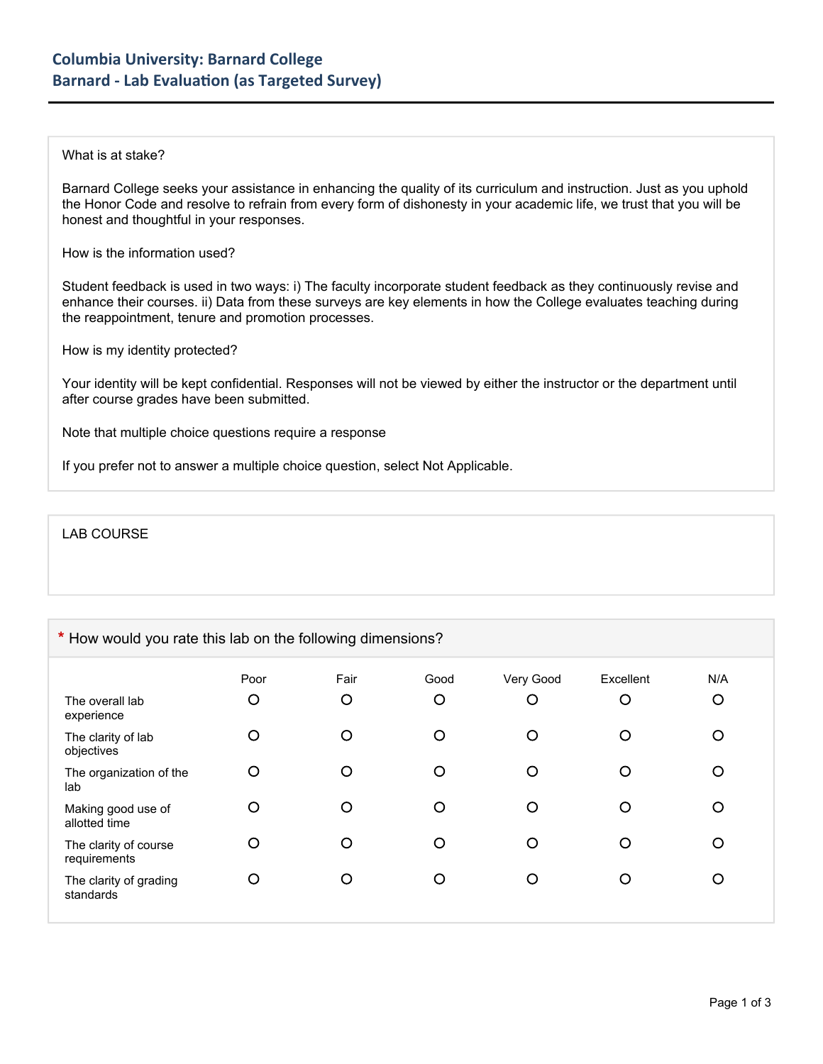# Columbia University: Barnard College
## Barnard - Lab Evaluation (as Targeted Survey)

What is at stake?

Barnard College seeks your assistance in enhancing the quality of its curriculum and instruction. Just as you uphold the Honor Code and resolve to refrain from every form of dishonesty in your academic life, we trust that you will be honest and thoughtful in your responses.

How is the information used?

Student feedback is used in two ways: i) The faculty incorporate student feedback as they continuously revise and enhance their courses. ii) Data from these surveys are key elements in how the College evaluates teaching during the reappointment, tenure and promotion processes.

How is my identity protected?

Your identity will be kept confidential. Responses will not be viewed by either the instructor or the department until after course grades have been submitted.

Note that multiple choice questions require a response

If you prefer not to answer a multiple choice question, select Not Applicable.

LAB COURSE

\* How would you rate this lab on the following dimensions?

| | Poor | Fair | Good | Very Good | Excellent | N/A |
|---|---|---|---|---|---|---|
| The overall lab experience | ○ | ○ | ○ | ○ | ○ | ○ |
| The clarity of lab objectives | ○ | ○ | ○ | ○ | ○ | ○ |
| The organization of the lab | ○ | ○ | ○ | ○ | ○ | ○ |
| Making good use of allotted time | ○ | ○ | ○ | ○ | ○ | ○ |
| The clarity of course requirements | ○ | ○ | ○ | ○ | ○ | ○ |
| The clarity of grading standards | ○ | ○ | ○ | ○ | ○ | ○ |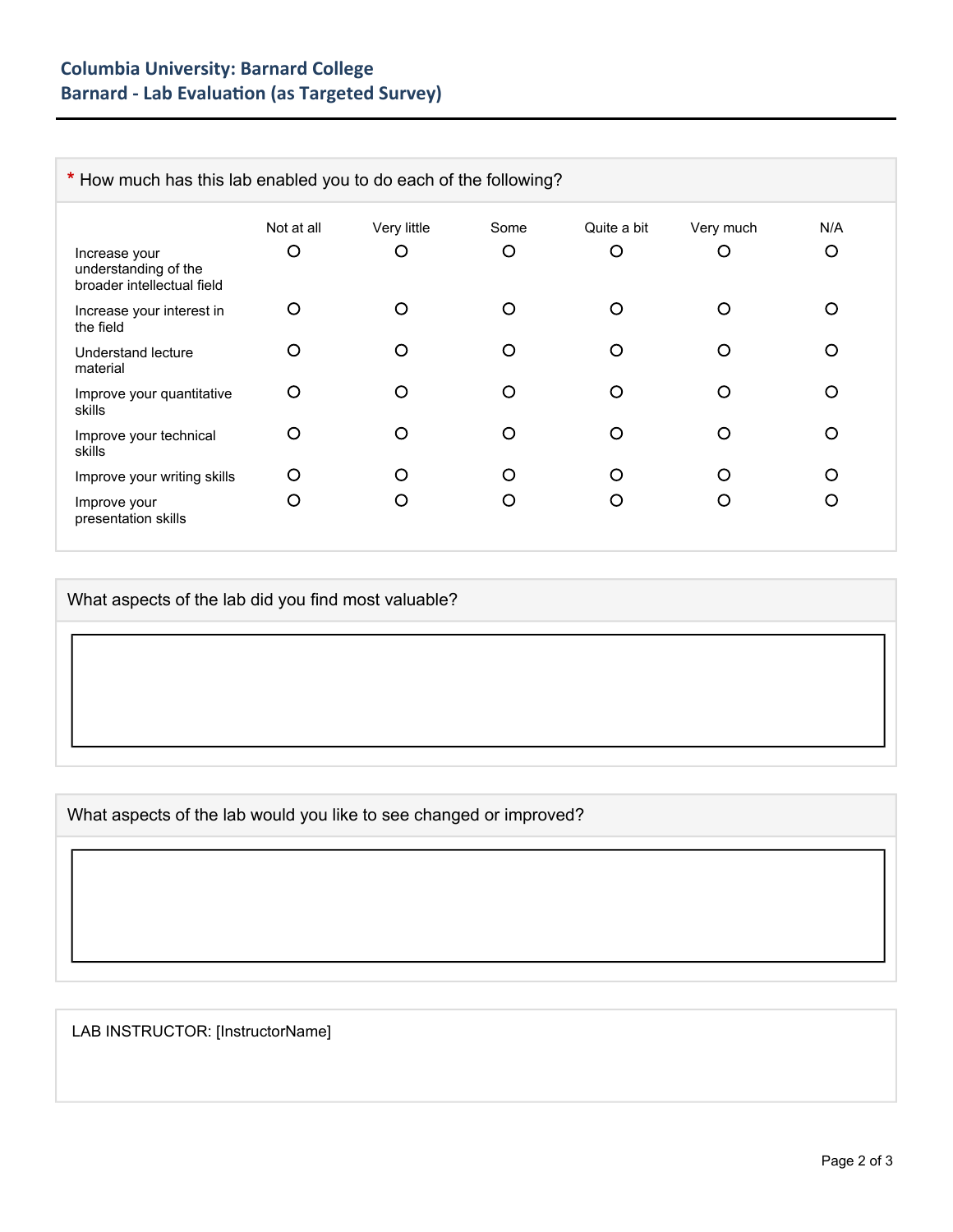**Columbia University: Barnard College**
**Barnard - Lab Evaluation (as Targeted Survey)**

---

\* How much has this lab enabled you to do each of the following?

| | Not at all | Very little | Some | Quite a bit | Very much | N/A |
|---|---|---|---|---|---|---|
| Increase your understanding of the broader intellectual field | O | O | O | O | O | O |
| Increase your interest in the field | O | O | O | O | O | O |
| Understand lecture material | O | O | O | O | O | O |
| Improve your quantitative skills | O | O | O | O | O | O |
| Improve your technical skills | O | O | O | O | O | O |
| Improve your writing skills | O | O | O | O | O | O |
| Improve your presentation skills | O | O | O | O | O | O |

What aspects of the lab did you find most valuable?

What aspects of the lab would you like to see changed or improved?

LAB INSTRUCTOR: [InstructorName]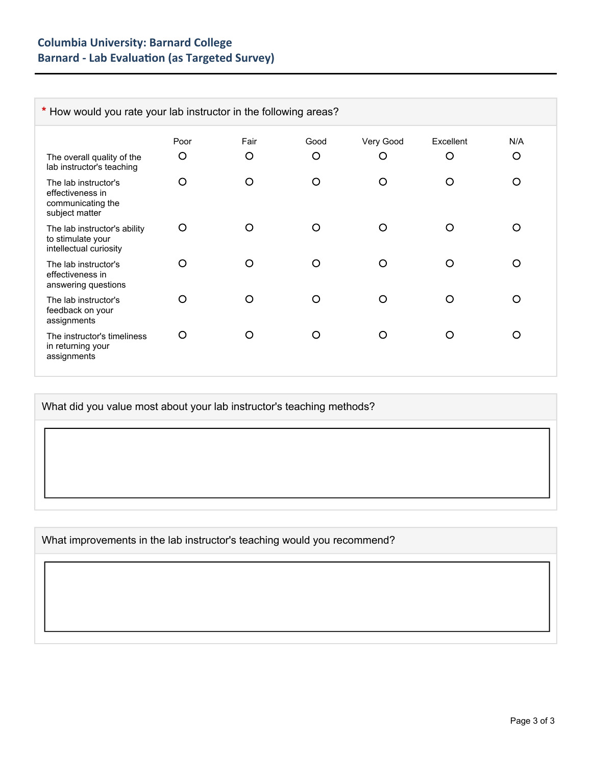**Columbia University: Barnard College**
**Barnard - Lab Evaluation (as Targeted Survey)**

---

\* How would you rate your lab instructor in the following areas?

| | Poor | Fair | Good | Very Good | Excellent | N/A |
|---|---|---|---|---|---|---|
| The overall quality of the lab instructor's teaching | ○ | ○ | ○ | ○ | ○ | ○ |
| The lab instructor's effectiveness in communicating the subject matter | ○ | ○ | ○ | ○ | ○ | ○ |
| The lab instructor's ability to stimulate your intellectual curiosity | ○ | ○ | ○ | ○ | ○ | ○ |
| The lab instructor's effectiveness in answering questions | ○ | ○ | ○ | ○ | ○ | ○ |
| The lab instructor's feedback on your assignments | ○ | ○ | ○ | ○ | ○ | ○ |
| The instructor's timeliness in returning your assignments | ○ | ○ | ○ | ○ | ○ | ○ |

What did you value most about your lab instructor's teaching methods?

What improvements in the lab instructor's teaching would you recommend?